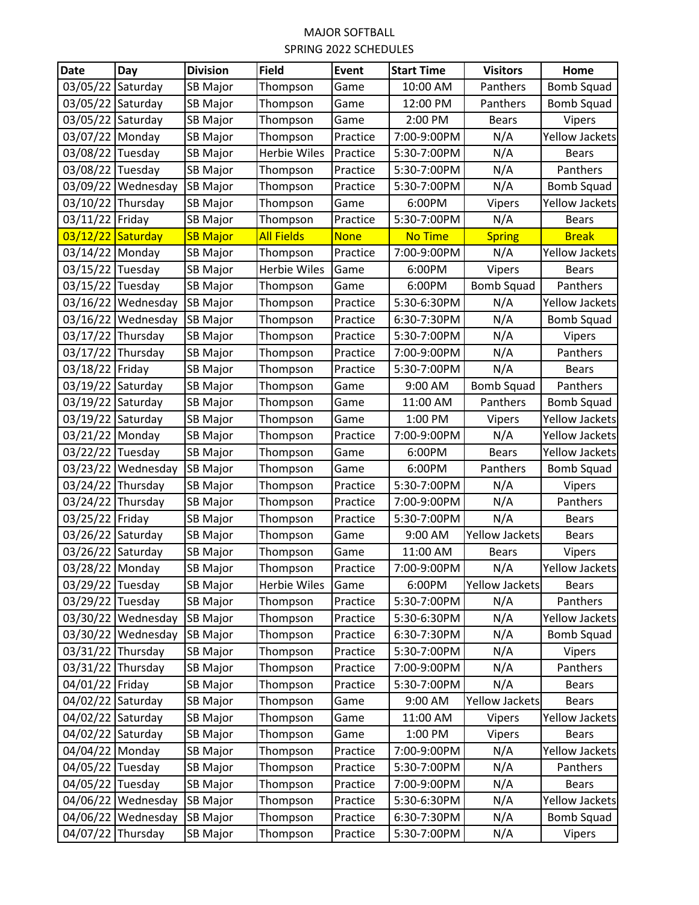MAJOR SOFTBALL

SPRING 2022 SCHEDULES

| Date | Day | Division | Field | Event | Start Time | Visitors | Home |
|---|---|---|---|---|---|---|---|
| 03/05/22 | Saturday | SB Major | Thompson | Game | 10:00 AM | Panthers | Bomb Squad |
| 03/05/22 | Saturday | SB Major | Thompson | Game | 12:00 PM | Panthers | Bomb Squad |
| 03/05/22 | Saturday | SB Major | Thompson | Game | 2:00 PM | Bears | Vipers |
| 03/07/22 | Monday | SB Major | Thompson | Practice | 7:00-9:00PM | N/A | Yellow Jackets |
| 03/08/22 | Tuesday | SB Major | Herbie Wiles | Practice | 5:30-7:00PM | N/A | Bears |
| 03/08/22 | Tuesday | SB Major | Thompson | Practice | 5:30-7:00PM | N/A | Panthers |
| 03/09/22 | Wednesday | SB Major | Thompson | Practice | 5:30-7:00PM | N/A | Bomb Squad |
| 03/10/22 | Thursday | SB Major | Thompson | Game | 6:00PM | Vipers | Yellow Jackets |
| 03/11/22 | Friday | SB Major | Thompson | Practice | 5:30-7:00PM | N/A | Bears |
| 03/12/22 | Saturday | SB Major | All Fields | None | No Time | Spring | Break |
| 03/14/22 | Monday | SB Major | Thompson | Practice | 7:00-9:00PM | N/A | Yellow Jackets |
| 03/15/22 | Tuesday | SB Major | Herbie Wiles | Game | 6:00PM | Vipers | Bears |
| 03/15/22 | Tuesday | SB Major | Thompson | Game | 6:00PM | Bomb Squad | Panthers |
| 03/16/22 | Wednesday | SB Major | Thompson | Practice | 5:30-6:30PM | N/A | Yellow Jackets |
| 03/16/22 | Wednesday | SB Major | Thompson | Practice | 6:30-7:30PM | N/A | Bomb Squad |
| 03/17/22 | Thursday | SB Major | Thompson | Practice | 5:30-7:00PM | N/A | Vipers |
| 03/17/22 | Thursday | SB Major | Thompson | Practice | 7:00-9:00PM | N/A | Panthers |
| 03/18/22 | Friday | SB Major | Thompson | Practice | 5:30-7:00PM | N/A | Bears |
| 03/19/22 | Saturday | SB Major | Thompson | Game | 9:00 AM | Bomb Squad | Panthers |
| 03/19/22 | Saturday | SB Major | Thompson | Game | 11:00 AM | Panthers | Bomb Squad |
| 03/19/22 | Saturday | SB Major | Thompson | Game | 1:00 PM | Vipers | Yellow Jackets |
| 03/21/22 | Monday | SB Major | Thompson | Practice | 7:00-9:00PM | N/A | Yellow Jackets |
| 03/22/22 | Tuesday | SB Major | Thompson | Game | 6:00PM | Bears | Yellow Jackets |
| 03/23/22 | Wednesday | SB Major | Thompson | Game | 6:00PM | Panthers | Bomb Squad |
| 03/24/22 | Thursday | SB Major | Thompson | Practice | 5:30-7:00PM | N/A | Vipers |
| 03/24/22 | Thursday | SB Major | Thompson | Practice | 7:00-9:00PM | N/A | Panthers |
| 03/25/22 | Friday | SB Major | Thompson | Practice | 5:30-7:00PM | N/A | Bears |
| 03/26/22 | Saturday | SB Major | Thompson | Game | 9:00 AM | Yellow Jackets | Bears |
| 03/26/22 | Saturday | SB Major | Thompson | Game | 11:00 AM | Bears | Vipers |
| 03/28/22 | Monday | SB Major | Thompson | Practice | 7:00-9:00PM | N/A | Yellow Jackets |
| 03/29/22 | Tuesday | SB Major | Herbie Wiles | Game | 6:00PM | Yellow Jackets | Bears |
| 03/29/22 | Tuesday | SB Major | Thompson | Practice | 5:30-7:00PM | N/A | Panthers |
| 03/30/22 | Wednesday | SB Major | Thompson | Practice | 5:30-6:30PM | N/A | Yellow Jackets |
| 03/30/22 | Wednesday | SB Major | Thompson | Practice | 6:30-7:30PM | N/A | Bomb Squad |
| 03/31/22 | Thursday | SB Major | Thompson | Practice | 5:30-7:00PM | N/A | Vipers |
| 03/31/22 | Thursday | SB Major | Thompson | Practice | 7:00-9:00PM | N/A | Panthers |
| 04/01/22 | Friday | SB Major | Thompson | Practice | 5:30-7:00PM | N/A | Bears |
| 04/02/22 | Saturday | SB Major | Thompson | Game | 9:00 AM | Yellow Jackets | Bears |
| 04/02/22 | Saturday | SB Major | Thompson | Game | 11:00 AM | Vipers | Yellow Jackets |
| 04/02/22 | Saturday | SB Major | Thompson | Game | 1:00 PM | Vipers | Bears |
| 04/04/22 | Monday | SB Major | Thompson | Practice | 7:00-9:00PM | N/A | Yellow Jackets |
| 04/05/22 | Tuesday | SB Major | Thompson | Practice | 5:30-7:00PM | N/A | Panthers |
| 04/05/22 | Tuesday | SB Major | Thompson | Practice | 7:00-9:00PM | N/A | Bears |
| 04/06/22 | Wednesday | SB Major | Thompson | Practice | 5:30-6:30PM | N/A | Yellow Jackets |
| 04/06/22 | Wednesday | SB Major | Thompson | Practice | 6:30-7:30PM | N/A | Bomb Squad |
| 04/07/22 | Thursday | SB Major | Thompson | Practice | 5:30-7:00PM | N/A | Vipers |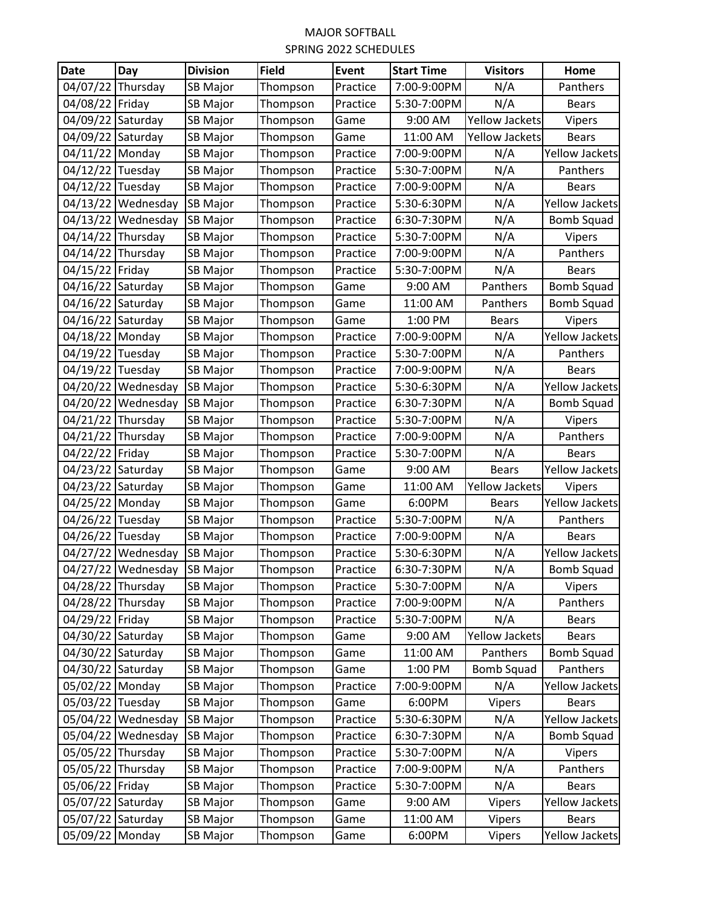# MAJOR SOFTBALL

## SPRING 2022 SCHEDULES

| Date | Day | Division | Field | Event | Start Time | Visitors | Home |
|---|---|---|---|---|---|---|---|
| 04/07/22 | Thursday | SB Major | Thompson | Practice | 7:00-9:00PM | N/A | Panthers |
| 04/08/22 | Friday | SB Major | Thompson | Practice | 5:30-7:00PM | N/A | Bears |
| 04/09/22 | Saturday | SB Major | Thompson | Game | 9:00 AM | Yellow Jackets | Vipers |
| 04/09/22 | Saturday | SB Major | Thompson | Game | 11:00 AM | Yellow Jackets | Bears |
| 04/11/22 | Monday | SB Major | Thompson | Practice | 7:00-9:00PM | N/A | Yellow Jackets |
| 04/12/22 | Tuesday | SB Major | Thompson | Practice | 5:30-7:00PM | N/A | Panthers |
| 04/12/22 | Tuesday | SB Major | Thompson | Practice | 7:00-9:00PM | N/A | Bears |
| 04/13/22 | Wednesday | SB Major | Thompson | Practice | 5:30-6:30PM | N/A | Yellow Jackets |
| 04/13/22 | Wednesday | SB Major | Thompson | Practice | 6:30-7:30PM | N/A | Bomb Squad |
| 04/14/22 | Thursday | SB Major | Thompson | Practice | 5:30-7:00PM | N/A | Vipers |
| 04/14/22 | Thursday | SB Major | Thompson | Practice | 7:00-9:00PM | N/A | Panthers |
| 04/15/22 | Friday | SB Major | Thompson | Practice | 5:30-7:00PM | N/A | Bears |
| 04/16/22 | Saturday | SB Major | Thompson | Game | 9:00 AM | Panthers | Bomb Squad |
| 04/16/22 | Saturday | SB Major | Thompson | Game | 11:00 AM | Panthers | Bomb Squad |
| 04/16/22 | Saturday | SB Major | Thompson | Game | 1:00 PM | Bears | Vipers |
| 04/18/22 | Monday | SB Major | Thompson | Practice | 7:00-9:00PM | N/A | Yellow Jackets |
| 04/19/22 | Tuesday | SB Major | Thompson | Practice | 5:30-7:00PM | N/A | Panthers |
| 04/19/22 | Tuesday | SB Major | Thompson | Practice | 7:00-9:00PM | N/A | Bears |
| 04/20/22 | Wednesday | SB Major | Thompson | Practice | 5:30-6:30PM | N/A | Yellow Jackets |
| 04/20/22 | Wednesday | SB Major | Thompson | Practice | 6:30-7:30PM | N/A | Bomb Squad |
| 04/21/22 | Thursday | SB Major | Thompson | Practice | 5:30-7:00PM | N/A | Vipers |
| 04/21/22 | Thursday | SB Major | Thompson | Practice | 7:00-9:00PM | N/A | Panthers |
| 04/22/22 | Friday | SB Major | Thompson | Practice | 5:30-7:00PM | N/A | Bears |
| 04/23/22 | Saturday | SB Major | Thompson | Game | 9:00 AM | Bears | Yellow Jackets |
| 04/23/22 | Saturday | SB Major | Thompson | Game | 11:00 AM | Yellow Jackets | Vipers |
| 04/25/22 | Monday | SB Major | Thompson | Game | 6:00PM | Bears | Yellow Jackets |
| 04/26/22 | Tuesday | SB Major | Thompson | Practice | 5:30-7:00PM | N/A | Panthers |
| 04/26/22 | Tuesday | SB Major | Thompson | Practice | 7:00-9:00PM | N/A | Bears |
| 04/27/22 | Wednesday | SB Major | Thompson | Practice | 5:30-6:30PM | N/A | Yellow Jackets |
| 04/27/22 | Wednesday | SB Major | Thompson | Practice | 6:30-7:30PM | N/A | Bomb Squad |
| 04/28/22 | Thursday | SB Major | Thompson | Practice | 5:30-7:00PM | N/A | Vipers |
| 04/28/22 | Thursday | SB Major | Thompson | Practice | 7:00-9:00PM | N/A | Panthers |
| 04/29/22 | Friday | SB Major | Thompson | Practice | 5:30-7:00PM | N/A | Bears |
| 04/30/22 | Saturday | SB Major | Thompson | Game | 9:00 AM | Yellow Jackets | Bears |
| 04/30/22 | Saturday | SB Major | Thompson | Game | 11:00 AM | Panthers | Bomb Squad |
| 04/30/22 | Saturday | SB Major | Thompson | Game | 1:00 PM | Bomb Squad | Panthers |
| 05/02/22 | Monday | SB Major | Thompson | Practice | 7:00-9:00PM | N/A | Yellow Jackets |
| 05/03/22 | Tuesday | SB Major | Thompson | Game | 6:00PM | Vipers | Bears |
| 05/04/22 | Wednesday | SB Major | Thompson | Practice | 5:30-6:30PM | N/A | Yellow Jackets |
| 05/04/22 | Wednesday | SB Major | Thompson | Practice | 6:30-7:30PM | N/A | Bomb Squad |
| 05/05/22 | Thursday | SB Major | Thompson | Practice | 5:30-7:00PM | N/A | Vipers |
| 05/05/22 | Thursday | SB Major | Thompson | Practice | 7:00-9:00PM | N/A | Panthers |
| 05/06/22 | Friday | SB Major | Thompson | Practice | 5:30-7:00PM | N/A | Bears |
| 05/07/22 | Saturday | SB Major | Thompson | Game | 9:00 AM | Vipers | Yellow Jackets |
| 05/07/22 | Saturday | SB Major | Thompson | Game | 11:00 AM | Vipers | Bears |
| 05/09/22 | Monday | SB Major | Thompson | Game | 6:00PM | Vipers | Yellow Jackets |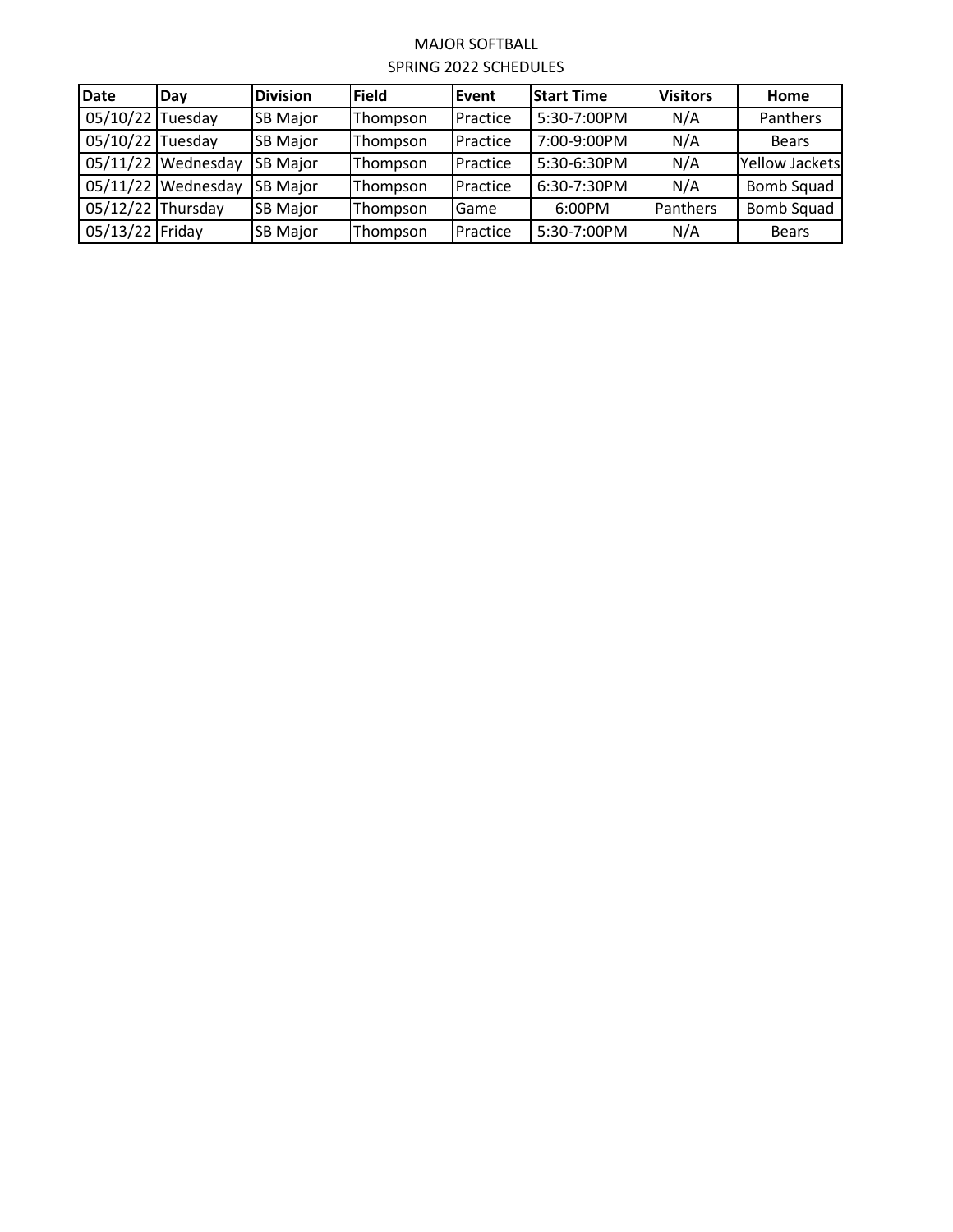MAJOR SOFTBALL

SPRING 2022 SCHEDULES

| Date | Day | Division | Field | Event | Start Time | Visitors | Home |
|---|---|---|---|---|---|---|---|
| 05/10/22 | Tuesday | SB Major | Thompson | Practice | 5:30-7:00PM | N/A | Panthers |
| 05/10/22 | Tuesday | SB Major | Thompson | Practice | 7:00-9:00PM | N/A | Bears |
| 05/11/22 | Wednesday | SB Major | Thompson | Practice | 5:30-6:30PM | N/A | Yellow Jackets |
| 05/11/22 | Wednesday | SB Major | Thompson | Practice | 6:30-7:30PM | N/A | Bomb Squad |
| 05/12/22 | Thursday | SB Major | Thompson | Game | 6:00PM | Panthers | Bomb Squad |
| 05/13/22 | Friday | SB Major | Thompson | Practice | 5:30-7:00PM | N/A | Bears |